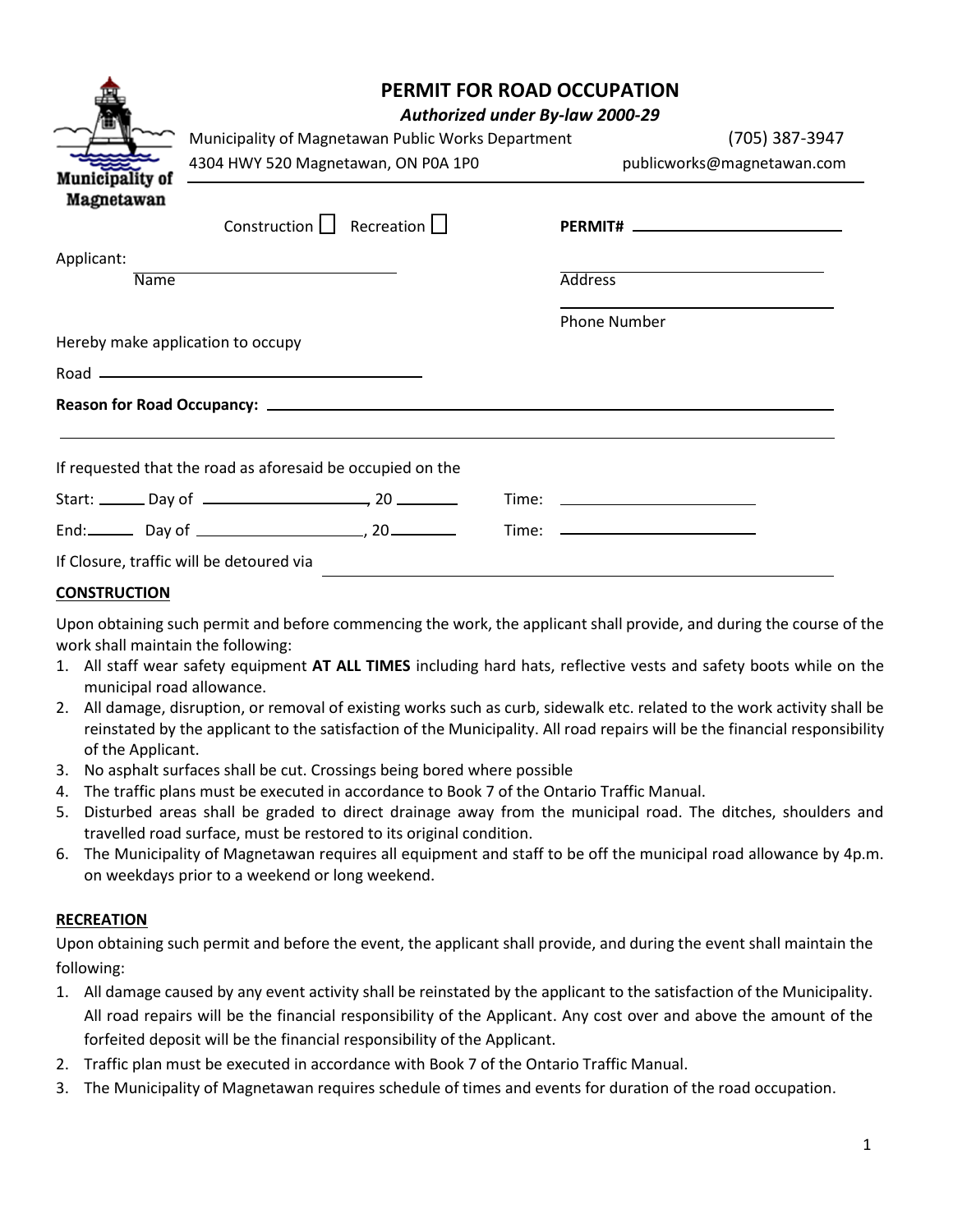# PERMIT FOR ROAD OCCUPATION

***Authorized under By-law 2000-29***

Municipality of Magnetawan Public Works Department (705) 387-3947
4304 HWY 520 Magnetawan, ON P0A 1P0 publicworks@magnetawan.com

Municipality of Magnetawan

Construction ☐ Recreation ☐ **PERMIT#** ____________________

Applicant: ______________________ ______________________
Name Address

______________________
Phone Number

Hereby make application to occupy

Road ______________________

**Reason for Road Occupancy:** ______________________

______________________

If requested that the road as aforesaid be occupied on the

Start: _____ Day of ______________, 20 _____ Time: ______________

End: _____ Day of ______________, 20 _____ Time: ______________

If Closure, traffic will be detoured via ______________________

**CONSTRUCTION**

Upon obtaining such permit and before commencing the work, the applicant shall provide, and during the course of the work shall maintain the following:

1. All staff wear safety equipment **AT ALL TIMES** including hard hats, reflective vests and safety boots while on the municipal road allowance.
2. All damage, disruption, or removal of existing works such as curb, sidewalk etc. related to the work activity shall be reinstated by the applicant to the satisfaction of the Municipality. All road repairs will be the financial responsibility of the Applicant.
3. No asphalt surfaces shall be cut. Crossings being bored where possible
4. The traffic plans must be executed in accordance to Book 7 of the Ontario Traffic Manual.
5. Disturbed areas shall be graded to direct drainage away from the municipal road. The ditches, shoulders and travelled road surface, must be restored to its original condition.
6. The Municipality of Magnetawan requires all equipment and staff to be off the municipal road allowance by 4p.m. on weekdays prior to a weekend or long weekend.

**RECREATION**

Upon obtaining such permit and before the event, the applicant shall provide, and during the event shall maintain the following:

1. All damage caused by any event activity shall be reinstated by the applicant to the satisfaction of the Municipality. All road repairs will be the financial responsibility of the Applicant. Any cost over and above the amount of the forfeited deposit will be the financial responsibility of the Applicant.
2. Traffic plan must be executed in accordance with Book 7 of the Ontario Traffic Manual.
3. The Municipality of Magnetawan requires schedule of times and events for duration of the road occupation.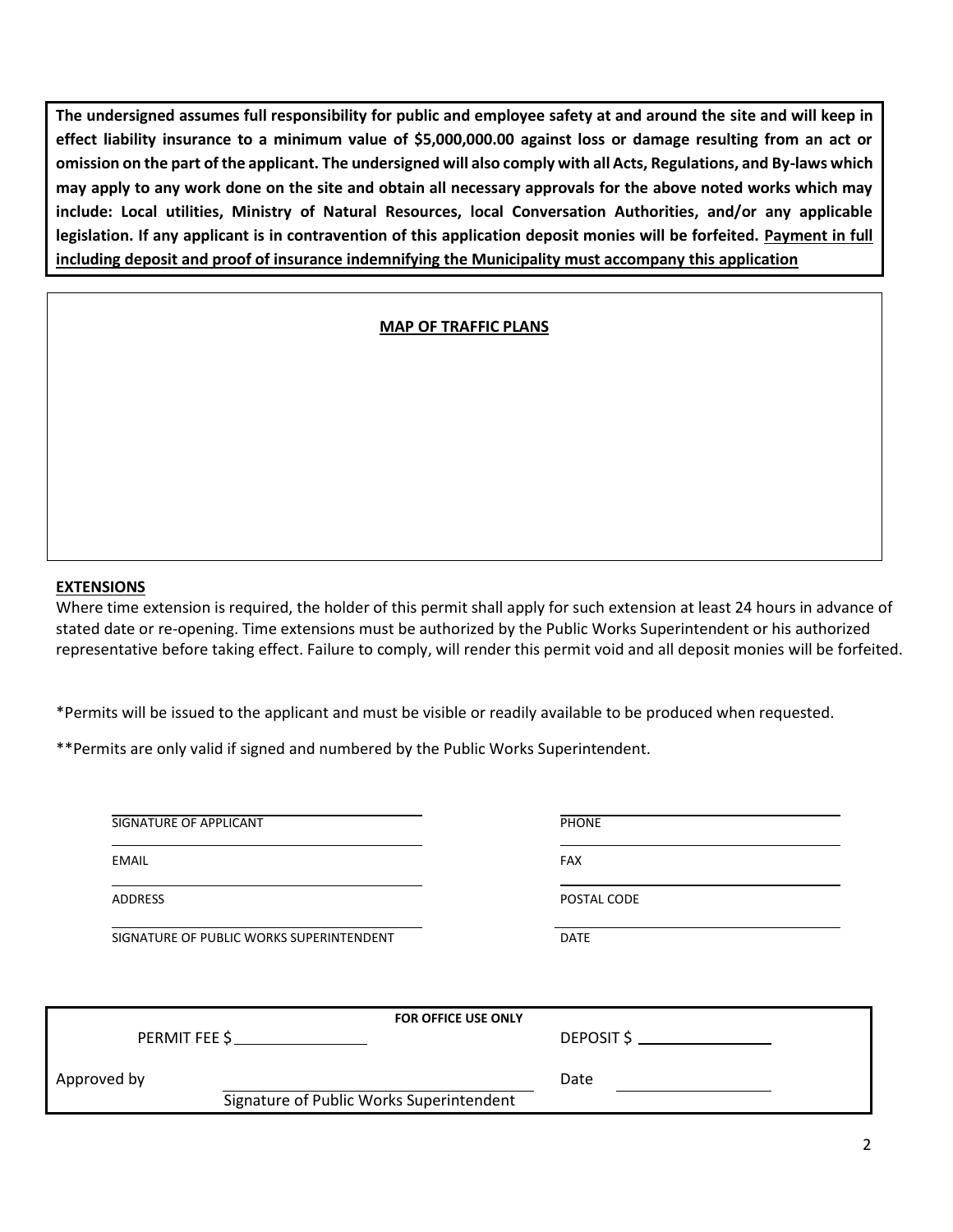**The undersigned assumes full responsibility for public and employee safety at and around the site and will keep in effect liability insurance to a minimum value of $5,000,000.00 against loss or damage resulting from an act or omission on the part of the applicant. The undersigned will also comply with all Acts, Regulations, and By-laws which may apply to any work done on the site and obtain all necessary approvals for the above noted works which may include: Local utilities, Ministry of Natural Resources, local Conversation Authorities, and/or any applicable legislation. If any applicant is in contravention of this application deposit monies will be forfeited. <u>Payment in full including deposit and proof of insurance indemnifying the Municipality must accompany this application</u>**

**<u>MAP OF TRAFFIC PLANS</u>**

## <u>EXTENSIONS</u>

Where time extension is required, the holder of this permit shall apply for such extension at least 24 hours in advance of stated date or re-opening. Time extensions must be authorized by the Public Works Superintendent or his authorized representative before taking effect. Failure to comply, will render this permit void and all deposit monies will be forfeited.

*Permits will be issued to the applicant and must be visible or readily available to be produced when requested.

**Permits are only valid if signed and numbered by the Public Works Superintendent.

| | |
|---|---|
| SIGNATURE OF APPLICANT | PHONE |
| EMAIL | FAX |
| ADDRESS | POSTAL CODE |
| SIGNATURE OF PUBLIC WORKS SUPERINTENDENT | DATE |

**FOR OFFICE USE ONLY**

PERMIT FEE $ ________________ DEPOSIT $ ________________

Approved by ________________________________ Date ________________

Signature of Public Works Superintendent